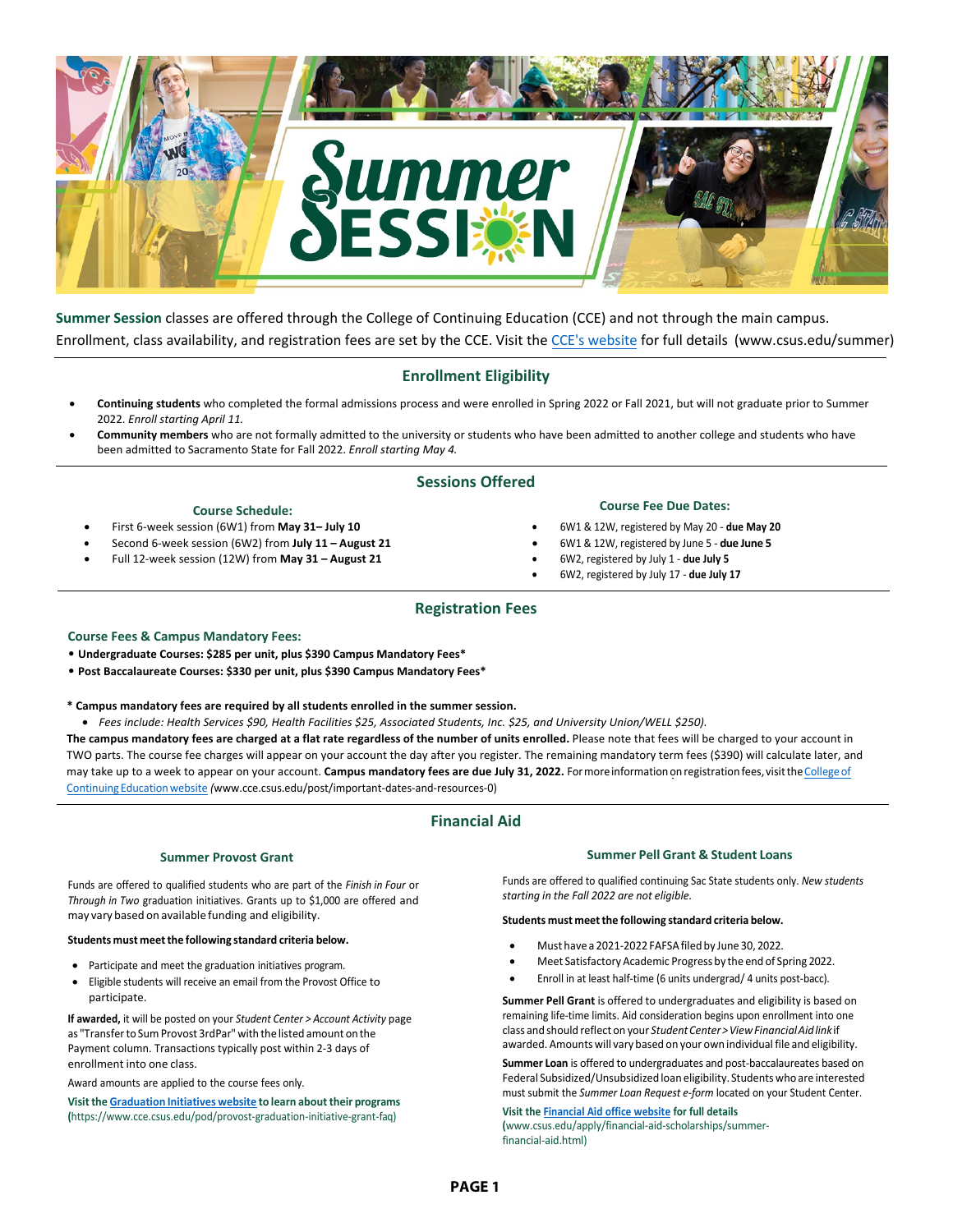# Summer Session

**Summer Session** classes are offered through the College of Continuing Education (CCE) and not through the main campus. Enrollment, class availability, and registration fees are set by the CCE. Visit the CCE's website for full details (www.csus.edu/summer)

## Enrollment Eligibility

- **Continuing students** who completed the formal admissions process and were enrolled in Spring 2022 or Fall 2021, but will not graduate prior to Summer 2022. *Enroll starting April 11.*
- **Community members** who are not formally admitted to the university or students who have been admitted to another college and students who have been admitted to Sacramento State for Fall 2022. *Enroll starting May 4.*

## Sessions Offered

### Course Schedule:

- First 6-week session (6W1) from **May 31– July 10**
- Second 6-week session (6W2) from **July 11 – August 21**
- Full 12-week session (12W) from **May 31 – August 21**

### Course Fee Due Dates:

- 6W1 & 12W, registered by May 20 - **due May 20**
- 6W1 & 12W, registered by June 5 - **due June 5**
- 6W2, registered by July 1 - **due July 5**
- 6W2, registered by July 17 - **due July 17**

## Registration Fees

### Course Fees & Campus Mandatory Fees:

- **Undergraduate Courses: $285 per unit, plus $390 Campus Mandatory Fees***
- **Post Baccalaureate Courses: $330 per unit, plus $390 Campus Mandatory Fees***

**\* Campus mandatory fees are required by all students enrolled in the summer session.**

- *Fees include: Health Services $90, Health Facilities $25, Associated Students, Inc. $25, and University Union/WELL $250).*

**The campus mandatory fees are charged at a flat rate regardless of the number of units enrolled.** Please note that fees will be charged to your account in TWO parts. The course fee charges will appear on your account the day after you register. The remaining mandatory term fees ($390) will calculate later, and may take up to a week to appear on your account. **Campus mandatory fees are due July 31, 2022.** For more information on registration fees, visit the College of Continuing Education website *(*www.cce.csus.edu/post/important-dates-and-resources-0)

## Financial Aid

### Summer Provost Grant

Funds are offered to qualified students who are part of the *Finish in Four* or *Through in Two* graduation initiatives. Grants up to $1,000 are offered and may vary based on available funding and eligibility.

**Students must meet the following standard criteria below.**

- Participate and meet the graduation initiatives program.
- Eligible students will receive an email from the Provost Office to participate.

**If awarded,** it will be posted on your *Student Center > Account Activity* page as "Transfer to Sum Provost 3rdPar" with the listed amount on the Payment column. Transactions typically post within 2-3 days of enrollment into one class.

Award amounts are applied to the course fees only.

**Visit the Graduation Initiatives website to learn about their programs (**https://www.cce.csus.edu/pod/provost-graduation-initiative-grant-faq)

### Summer Pell Grant & Student Loans

Funds are offered to qualified continuing Sac State students only. *New students starting in the Fall 2022 are not eligible.*

**Students must meet the following standard criteria below.**

- Must have a 2021-2022 FAFSA filed by June 30, 2022.
- Meet Satisfactory Academic Progress by the end of Spring 2022.
- Enroll in at least half-time (6 units undergrad/ 4 units post-bacc).

**Summer Pell Grant** is offered to undergraduates and eligibility is based on remaining life-time limits. Aid consideration begins upon enrollment into one class and should reflect on your *Student Center > View Financial Aid link* if awarded. Amounts will vary based on your own individual file and eligibility.

**Summer Loan** is offered to undergraduates and post-baccalaureates based on Federal Subsidized/Unsubsidized loan eligibility. Students who are interested must submit the *Summer Loan Request e-form* located on your Student Center.

**Visit the Financial Aid office website for full details (**www.csus.edu/apply/financial-aid-scholarships/summer-financial-aid.html)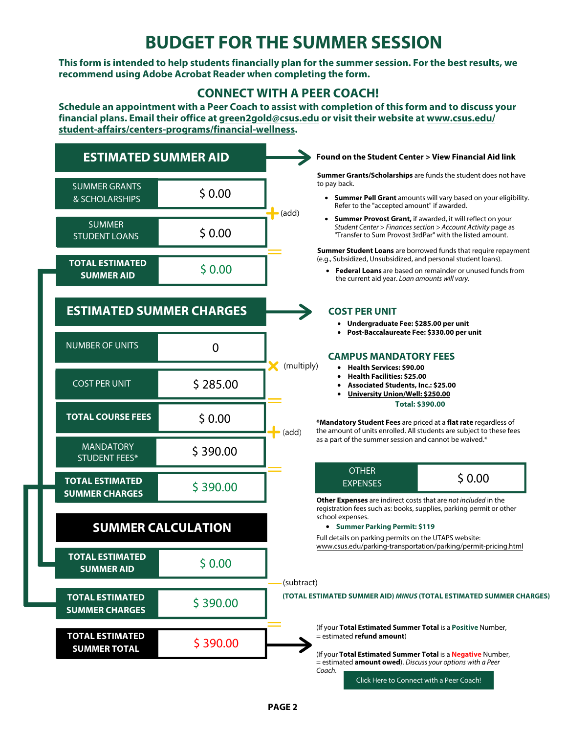# BUDGET FOR THE SUMMER SESSION

**This form is intended to help students financially plan for the summer session. For the best results, we recommend using Adobe Acrobat Reader when completing the form.**

## CONNECT WITH A PEER COACH!

**Schedule an appointment with a Peer Coach to assist with completion of this form and to discuss your financial plans. Email their office at green2gold@csus.edu or visit their website at www.csus.edu/student-affairs/centers-programs/financial-wellness.**

## ESTIMATED SUMMER AID

| | |
|---|---|
| SUMMER GRANTS & SCHOLARSHIPS | $ 0.00 |
| + (add) | |
| SUMMER STUDENT LOANS | $ 0.00 |
| = | |
| **TOTAL ESTIMATED SUMMER AID** | $ 0.00 |

**Found on the Student Center > View Financial Aid link**

**Summer Grants/Scholarships** are funds the student does not have to pay back.

- **Summer Pell Grant** amounts will vary based on your eligibility. Refer to the "accepted amount" if awarded.
- **Summer Provost Grant,** if awarded, it will reflect on your *Student Center > Finances section > Account Activity* page as "Transfer to Sum Provost 3rdPar" with the listed amount.

**Summer Student Loans** are borrowed funds that require repayment (e.g., Subsidized, Unsubsidized, and personal student loans).

- **Federal Loans** are based on remainder or unused funds from the current aid year. *Loan amounts will vary.*

## ESTIMATED SUMMER CHARGES

| | |
|---|---|
| NUMBER OF UNITS | 0 |
| × (multiply) | |
| COST PER UNIT | $ 285.00 |
| = | |
| **TOTAL COURSE FEES** | $ 0.00 |
| + (add) | |
| MANDATORY STUDENT FEES* | $ 390.00 |
| = | |
| **TOTAL ESTIMATED SUMMER CHARGES** | $ 390.00 |

### COST PER UNIT

- **Undergraduate Fee: $285.00 per unit**
- **Post-Baccalaureate Fee: $330.00 per unit**

### CAMPUS MANDATORY FEES

- **Health Services: $90.00**
- **Health Facilities: $25.00**
- **Associated Students, Inc.: $25.00**
- **University Union/Well: $250.00**

**Total: $390.00**

***Mandatory Student Fees** are priced at a **flat rate** regardless of the amount of units enrolled. All students are subject to these fees as a part of the summer session and cannot be waived.*

| | |
|---|---|
| OTHER EXPENSES | $ 0.00 |

**Other Expenses** are indirect costs that are *not included* in the registration fees such as: books, supplies, parking permit or other school expenses.

- **Summer Parking Permit: $119**

Full details on parking permits on the UTAPS website: www.csus.edu/parking-transportation/parking/permit-pricing.html

## SUMMER CALCULATION

| | |
|---|---|
| **TOTAL ESTIMATED SUMMER AID** | $ 0.00 |
| — (subtract) | |
| **TOTAL ESTIMATED SUMMER CHARGES** | $ 390.00 |
| = | |
| **TOTAL ESTIMATED SUMMER TOTAL** | $ 390.00 |

**(TOTAL ESTIMATED SUMMER AID) *MINUS* (TOTAL ESTIMATED SUMMER CHARGES)**

(If your **Total Estimated Summer Total** is a **Positive** Number, = estimated **refund amount**)

(If your **Total Estimated Summer Total** is a **Negative** Number, = estimated **amount owed**). *Discuss your options with a Peer Coach.*

Click Here to Connect with a Peer Coach!